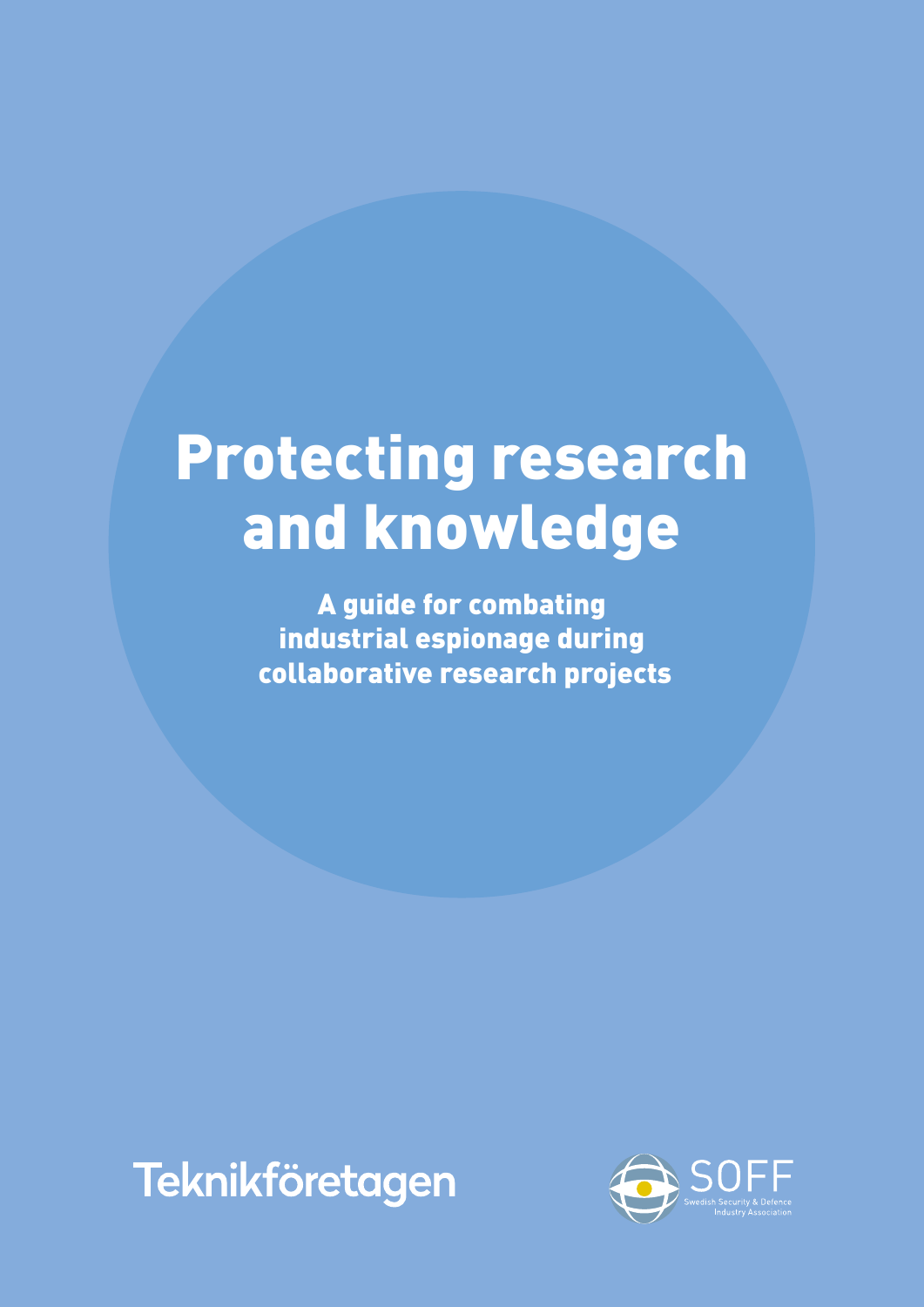# Protecting research and knowledge

## A guide for combating industrial espionage during collaborative research projects

Teknikföretagen

SOFF
Swedish Security & Defence Industry Association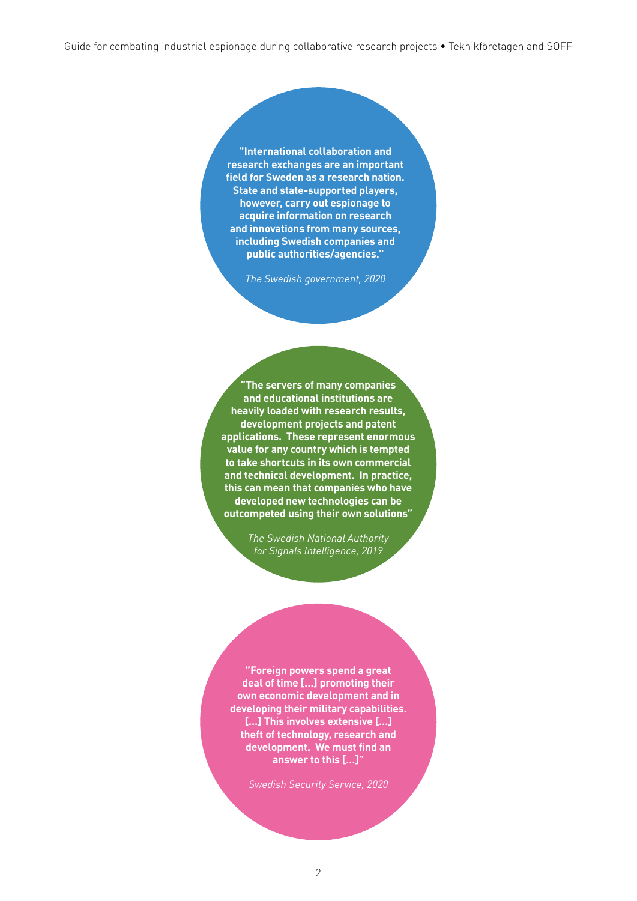**”International collaboration and research exchanges are an important field for Sweden as a research nation. State and state-supported players, however, carry out espionage to acquire information on research and innovations from many sources, including Swedish companies and public authorities/agencies.”**

*The Swedish government, 2020*

**”The servers of many companies and educational institutions are heavily loaded with research results, development projects and patent applications. These represent enormous value for any country which is tempted to take shortcuts in its own commercial and technical development. In practice, this can mean that companies who have developed new technologies can be outcompeted using their own solutions”**

*The Swedish National Authority for Signals Intelligence, 2019*

**”Foreign powers spend a great deal of time [...] promoting their own economic development and in developing their military capabilities. [...] This involves extensive [...] theft of technology, research and development. We must find an answer to this [...]”**

*Swedish Security Service, 2020*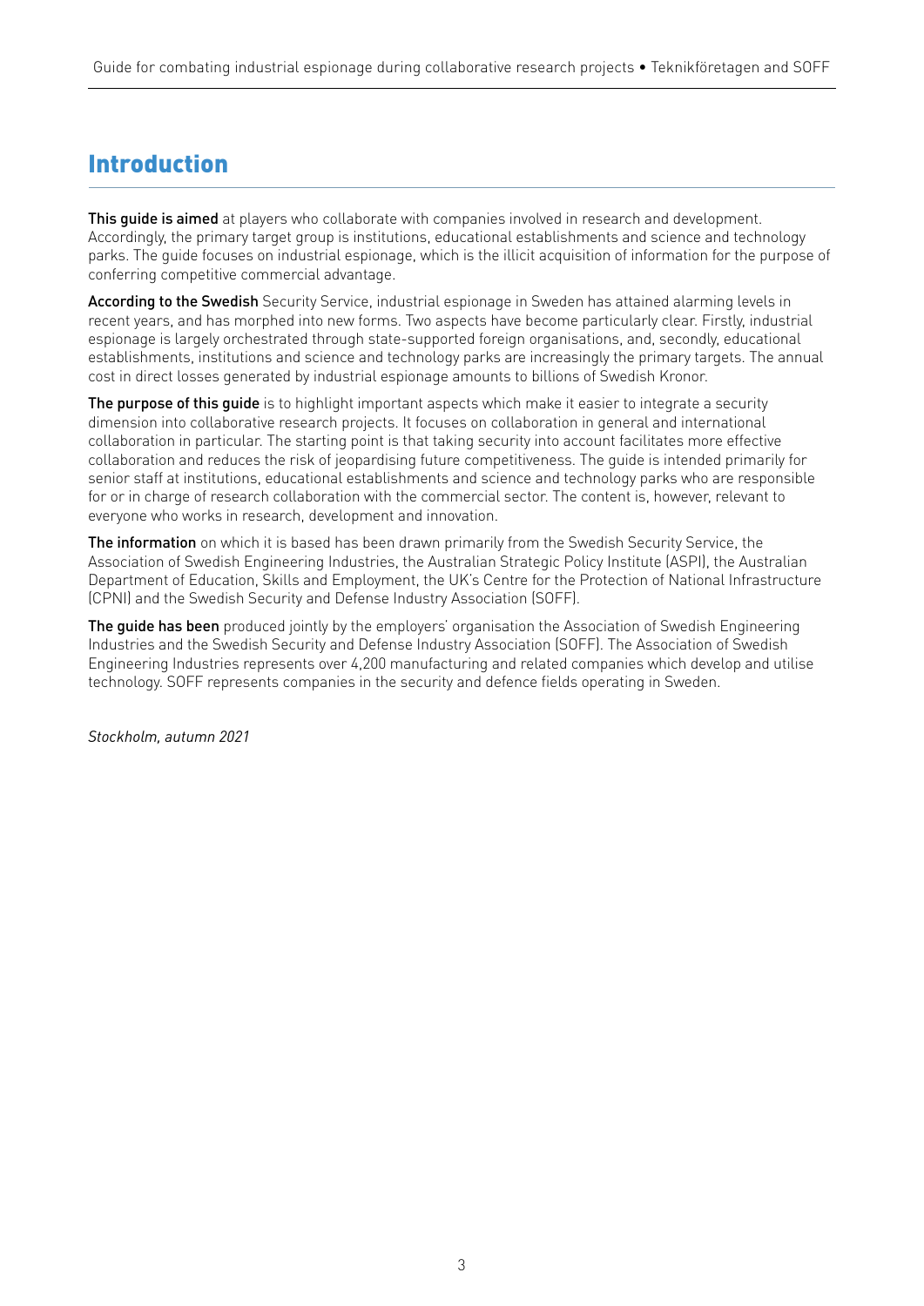# Introduction

**This guide is aimed** at players who collaborate with companies involved in research and development. Accordingly, the primary target group is institutions, educational establishments and science and technology parks. The guide focuses on industrial espionage, which is the illicit acquisition of information for the purpose of conferring competitive commercial advantage.

**According to the Swedish** Security Service, industrial espionage in Sweden has attained alarming levels in recent years, and has morphed into new forms. Two aspects have become particularly clear. Firstly, industrial espionage is largely orchestrated through state-supported foreign organisations, and, secondly, educational establishments, institutions and science and technology parks are increasingly the primary targets. The annual cost in direct losses generated by industrial espionage amounts to billions of Swedish Kronor.

**The purpose of this guide** is to highlight important aspects which make it easier to integrate a security dimension into collaborative research projects. It focuses on collaboration in general and international collaboration in particular. The starting point is that taking security into account facilitates more effective collaboration and reduces the risk of jeopardising future competitiveness. The guide is intended primarily for senior staff at institutions, educational establishments and science and technology parks who are responsible for or in charge of research collaboration with the commercial sector. The content is, however, relevant to everyone who works in research, development and innovation.

**The information** on which it is based has been drawn primarily from the Swedish Security Service, the Association of Swedish Engineering Industries, the Australian Strategic Policy Institute (ASPI), the Australian Department of Education, Skills and Employment, the UK's Centre for the Protection of National Infrastructure (CPNI) and the Swedish Security and Defense Industry Association (SOFF).

**The guide has been** produced jointly by the employers' organisation the Association of Swedish Engineering Industries and the Swedish Security and Defense Industry Association (SOFF). The Association of Swedish Engineering Industries represents over 4,200 manufacturing and related companies which develop and utilise technology. SOFF represents companies in the security and defence fields operating in Sweden.

*Stockholm, autumn 2021*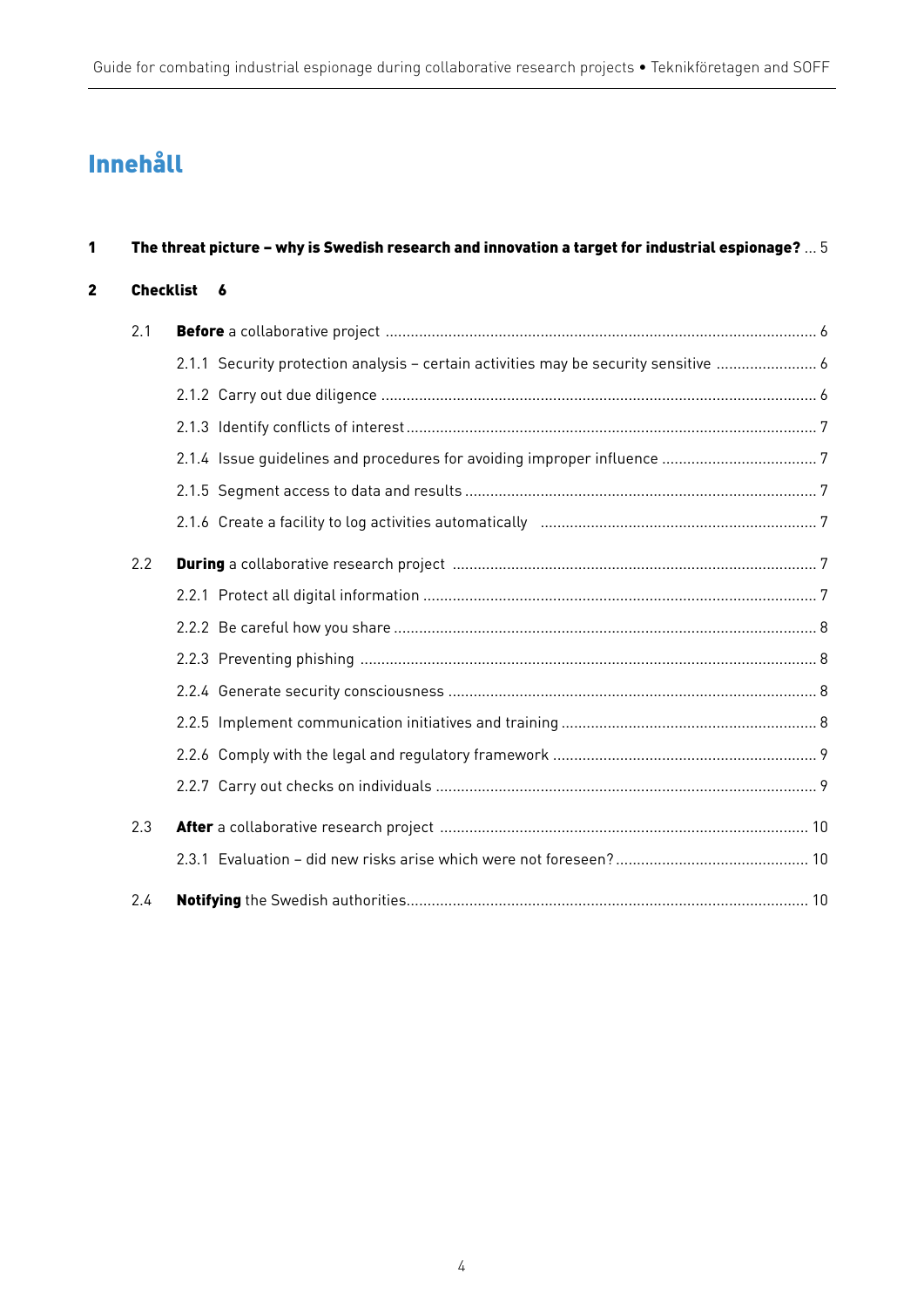# Innehåll

**1 The threat picture – why is Swedish research and innovation a target for industrial espionage?** ... 5

**2 Checklist 6**

- 2.1 **Before** a collaborative project ... 6
  - 2.1.1 Security protection analysis – certain activities may be security sensitive ... 6
  - 2.1.2 Carry out due diligence ... 6
  - 2.1.3 Identify conflicts of interest ... 7
  - 2.1.4 Issue guidelines and procedures for avoiding improper influence ... 7
  - 2.1.5 Segment access to data and results ... 7
  - 2.1.6 Create a facility to log activities automatically ... 7
- 2.2 **During** a collaborative research project ... 7
  - 2.2.1 Protect all digital information ... 7
  - 2.2.2 Be careful how you share ... 8
  - 2.2.3 Preventing phishing ... 8
  - 2.2.4 Generate security consciousness ... 8
  - 2.2.5 Implement communication initiatives and training ... 8
  - 2.2.6 Comply with the legal and regulatory framework ... 9
  - 2.2.7 Carry out checks on individuals ... 9
- 2.3 **After** a collaborative research project ... 10
  - 2.3.1 Evaluation – did new risks arise which were not foreseen? ... 10
- 2.4 **Notifying** the Swedish authorities ... 10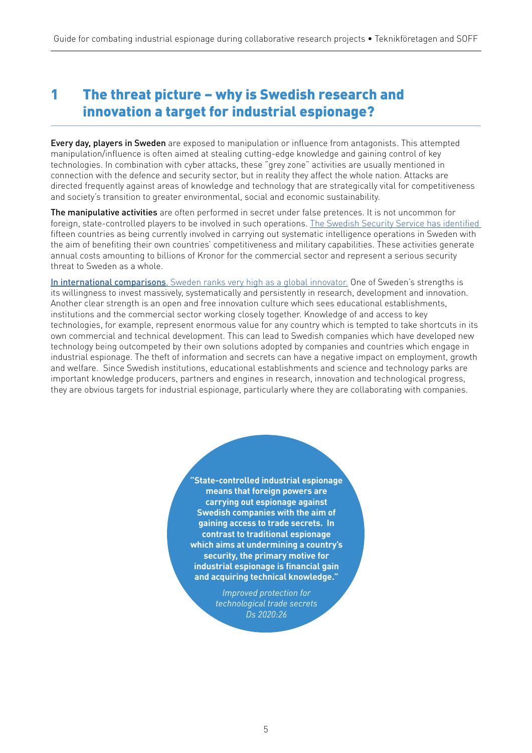# 1 The threat picture – why is Swedish research and innovation a target for industrial espionage?

**Every day, players in Sweden** are exposed to manipulation or influence from antagonists. This attempted manipulation/influence is often aimed at stealing cutting-edge knowledge and gaining control of key technologies. In combination with cyber attacks, these "grey zone" activities are usually mentioned in connection with the defence and security sector, but in reality they affect the whole nation. Attacks are directed frequently against areas of knowledge and technology that are strategically vital for competitiveness and society's transition to greater environmental, social and economic sustainability.

**The manipulative activities** are often performed in secret under false pretences. It is not uncommon for foreign, state-controlled players to be involved in such operations. The Swedish Security Service has identified fifteen countries as being currently involved in carrying out systematic intelligence operations in Sweden with the aim of benefiting their own countries' competitiveness and military capabilities. These activities generate annual costs amounting to billions of Kronor for the commercial sector and represent a serious security threat to Sweden as a whole.

**In international comparisons**, Sweden ranks very high as a global innovator. One of Sweden's strengths is its willingness to invest massively, systematically and persistently in research, development and innovation. Another clear strength is an open and free innovation culture which sees educational establishments, institutions and the commercial sector working closely together. Knowledge of and access to key technologies, for example, represent enormous value for any country which is tempted to take shortcuts in its own commercial and technical development. This can lead to Swedish companies which have developed new technology being outcompeted by their own solutions adopted by companies and countries which engage in industrial espionage. The theft of information and secrets can have a negative impact on employment, growth and welfare. Since Swedish institutions, educational establishments and science and technology parks are important knowledge producers, partners and engines in research, innovation and technological progress, they are obvious targets for industrial espionage, particularly where they are collaborating with companies.

> **"State-controlled industrial espionage means that foreign powers are carrying out espionage against Swedish companies with the aim of gaining access to trade secrets. In contrast to traditional espionage which aims at undermining a country's security, the primary motive for industrial espionage is financial gain and acquiring technical knowledge."**
>
> *Improved protection for technological trade secrets Ds 2020:26*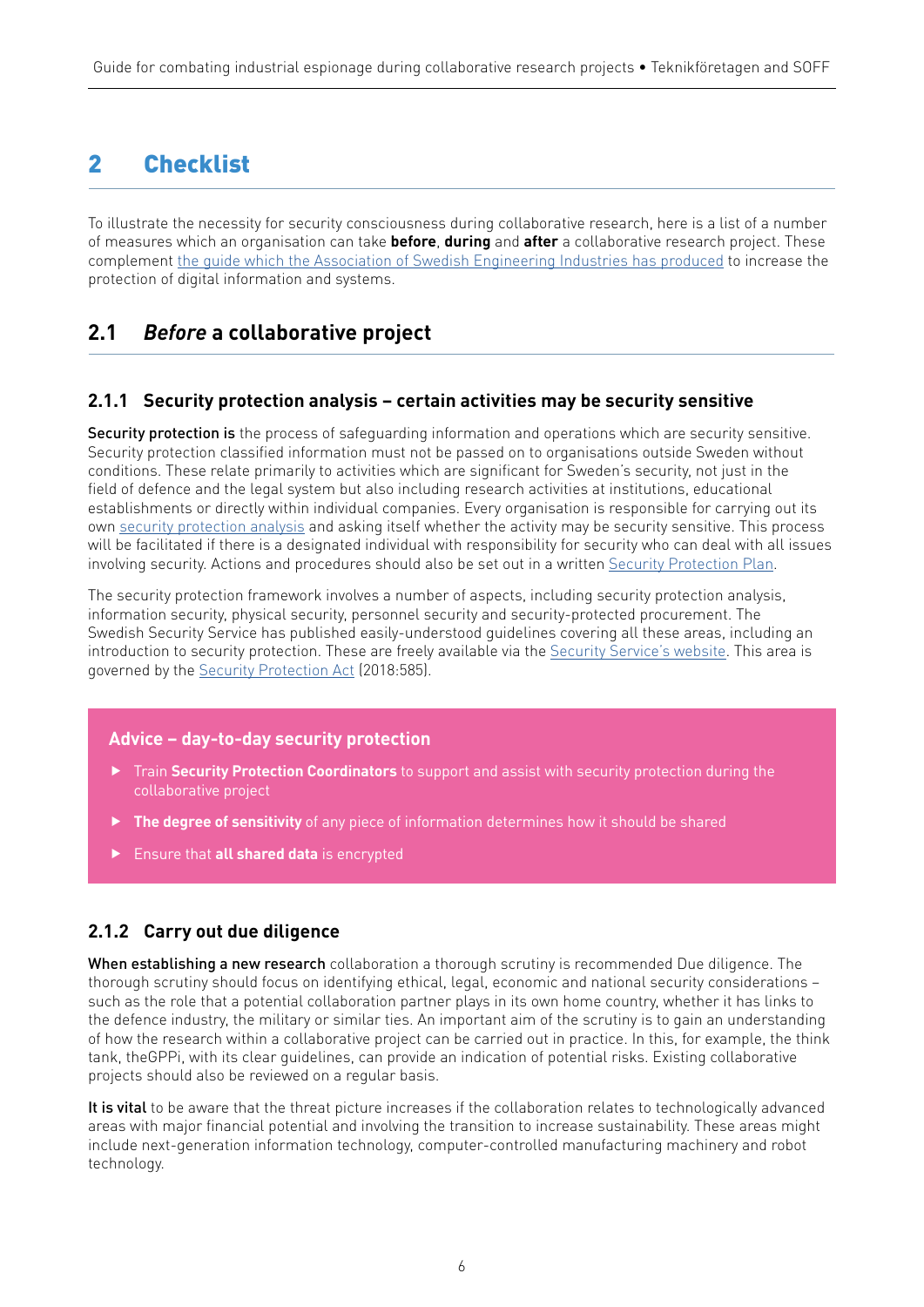# 2 Checklist

To illustrate the necessity for security consciousness during collaborative research, here is a list of a number of measures which an organisation can take **before**, **during** and **after** a collaborative research project. These complement the guide which the Association of Swedish Engineering Industries has produced to increase the protection of digital information and systems.

## 2.1 *Before* a collaborative project

### 2.1.1 Security protection analysis – certain activities may be security sensitive

Security protection is the process of safeguarding information and operations which are security sensitive. Security protection classified information must not be passed on to organisations outside Sweden without conditions. These relate primarily to activities which are significant for Sweden's security, not just in the field of defence and the legal system but also including research activities at institutions, educational establishments or directly within individual companies. Every organisation is responsible for carrying out its own security protection analysis and asking itself whether the activity may be security sensitive. This process will be facilitated if there is a designated individual with responsibility for security who can deal with all issues involving security. Actions and procedures should also be set out in a written Security Protection Plan.

The security protection framework involves a number of aspects, including security protection analysis, information security, physical security, personnel security and security-protected procurement. The Swedish Security Service has published easily-understood guidelines covering all these areas, including an introduction to security protection. These are freely available via the Security Service's website. This area is governed by the Security Protection Act (2018:585).

> **Advice – day-to-day security protection**
>
> - Train **Security Protection Coordinators** to support and assist with security protection during the collaborative project
> - **The degree of sensitivity** of any piece of information determines how it should be shared
> - Ensure that **all shared data** is encrypted

### 2.1.2 Carry out due diligence

When establishing a new research collaboration a thorough scrutiny is recommended Due diligence. The thorough scrutiny should focus on identifying ethical, legal, economic and national security considerations – such as the role that a potential collaboration partner plays in its own home country, whether it has links to the defence industry, the military or similar ties. An important aim of the scrutiny is to gain an understanding of how the research within a collaborative project can be carried out in practice. In this, for example, the think tank, theGPPi, with its clear guidelines, can provide an indication of potential risks. Existing collaborative projects should also be reviewed on a regular basis.

It is vital to be aware that the threat picture increases if the collaboration relates to technologically advanced areas with major financial potential and involving the transition to increase sustainability. These areas might include next-generation information technology, computer-controlled manufacturing machinery and robot technology.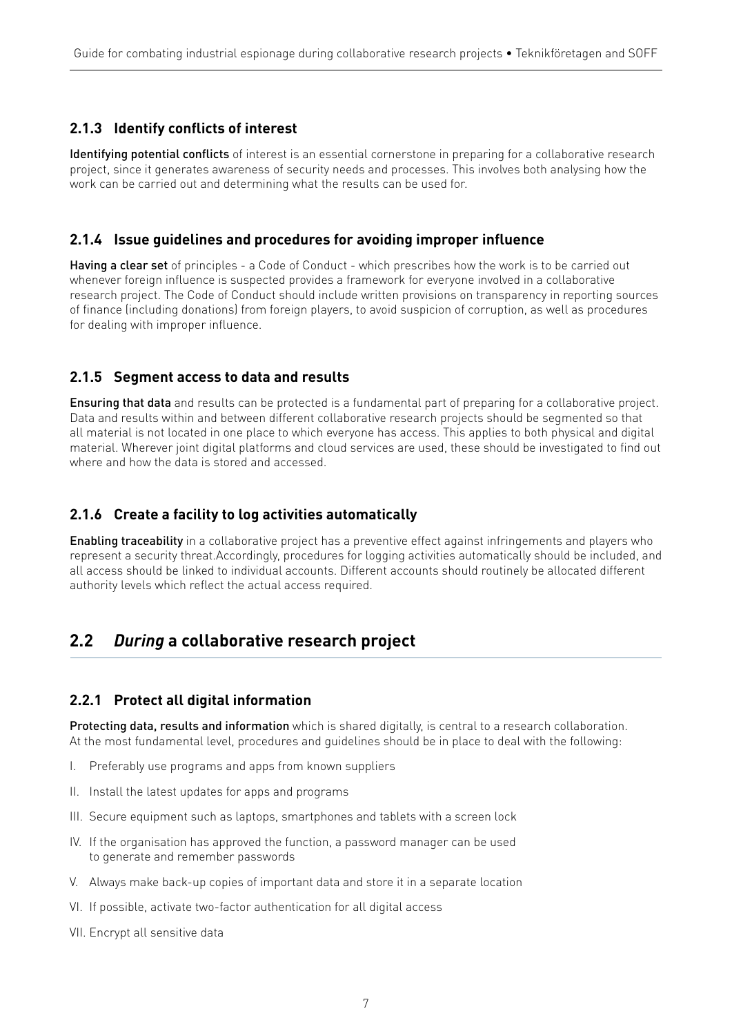### 2.1.3 Identify conflicts of interest

Identifying potential conflicts of interest is an essential cornerstone in preparing for a collaborative research project, since it generates awareness of security needs and processes. This involves both analysing how the work can be carried out and determining what the results can be used for.

### 2.1.4 Issue guidelines and procedures for avoiding improper influence

Having a clear set of principles - a Code of Conduct - which prescribes how the work is to be carried out whenever foreign influence is suspected provides a framework for everyone involved in a collaborative research project. The Code of Conduct should include written provisions on transparency in reporting sources of finance (including donations) from foreign players, to avoid suspicion of corruption, as well as procedures for dealing with improper influence.

### 2.1.5 Segment access to data and results

Ensuring that data and results can be protected is a fundamental part of preparing for a collaborative project. Data and results within and between different collaborative research projects should be segmented so that all material is not located in one place to which everyone has access. This applies to both physical and digital material. Wherever joint digital platforms and cloud services are used, these should be investigated to find out where and how the data is stored and accessed.

### 2.1.6 Create a facility to log activities automatically

Enabling traceability in a collaborative project has a preventive effect against infringements and players who represent a security threat.Accordingly, procedures for logging activities automatically should be included, and all access should be linked to individual accounts. Different accounts should routinely be allocated different authority levels which reflect the actual access required.

## 2.2 *During* a collaborative research project

### 2.2.1 Protect all digital information

Protecting data, results and information which is shared digitally, is central to a research collaboration. At the most fundamental level, procedures and guidelines should be in place to deal with the following:

I. Preferably use programs and apps from known suppliers

II. Install the latest updates for apps and programs

III. Secure equipment such as laptops, smartphones and tablets with a screen lock

IV. If the organisation has approved the function, a password manager can be used to generate and remember passwords

V. Always make back-up copies of important data and store it in a separate location

VI. If possible, activate two-factor authentication for all digital access

VII. Encrypt all sensitive data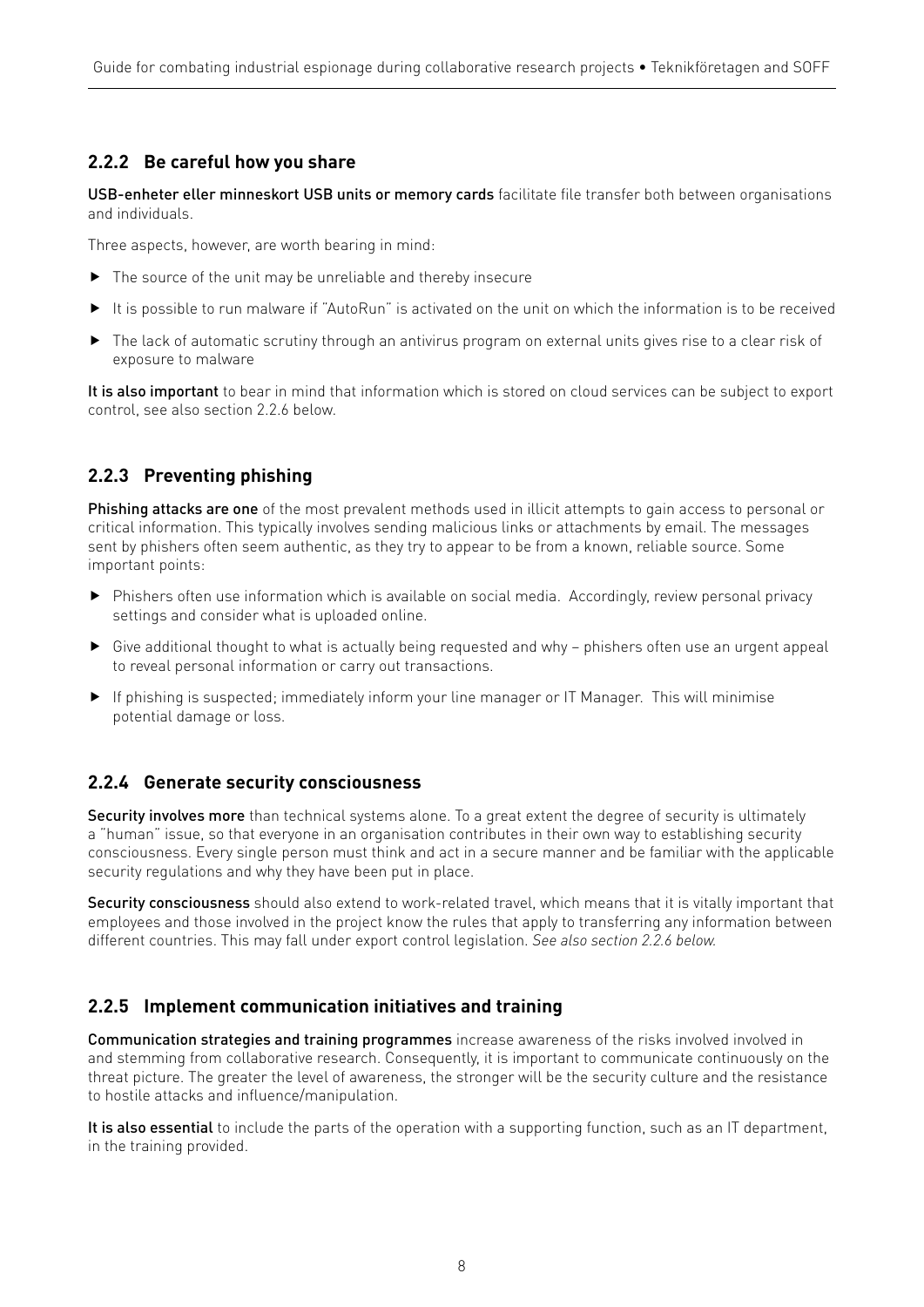### 2.2.2 Be careful how you share

**USB-enheter eller minneskort USB units or memory cards** facilitate file transfer both between organisations and individuals.

Three aspects, however, are worth bearing in mind:

- The source of the unit may be unreliable and thereby insecure
- It is possible to run malware if "AutoRun" is activated on the unit on which the information is to be received
- The lack of automatic scrutiny through an antivirus program on external units gives rise to a clear risk of exposure to malware

**It is also important** to bear in mind that information which is stored on cloud services can be subject to export control, see also section 2.2.6 below.

### 2.2.3 Preventing phishing

**Phishing attacks are one** of the most prevalent methods used in illicit attempts to gain access to personal or critical information. This typically involves sending malicious links or attachments by email. The messages sent by phishers often seem authentic, as they try to appear to be from a known, reliable source. Some important points:

- Phishers often use information which is available on social media. Accordingly, review personal privacy settings and consider what is uploaded online.
- Give additional thought to what is actually being requested and why – phishers often use an urgent appeal to reveal personal information or carry out transactions.
- If phishing is suspected; immediately inform your line manager or IT Manager. This will minimise potential damage or loss.

### 2.2.4 Generate security consciousness

**Security involves more** than technical systems alone. To a great extent the degree of security is ultimately a "human" issue, so that everyone in an organisation contributes in their own way to establishing security consciousness. Every single person must think and act in a secure manner and be familiar with the applicable security regulations and why they have been put in place.

**Security consciousness** should also extend to work-related travel, which means that it is vitally important that employees and those involved in the project know the rules that apply to transferring any information between different countries. This may fall under export control legislation. *See also section 2.2.6 below.*

### 2.2.5 Implement communication initiatives and training

**Communication strategies and training programmes** increase awareness of the risks involved involved in and stemming from collaborative research. Consequently, it is important to communicate continuously on the threat picture. The greater the level of awareness, the stronger will be the security culture and the resistance to hostile attacks and influence/manipulation.

**It is also essential** to include the parts of the operation with a supporting function, such as an IT department, in the training provided.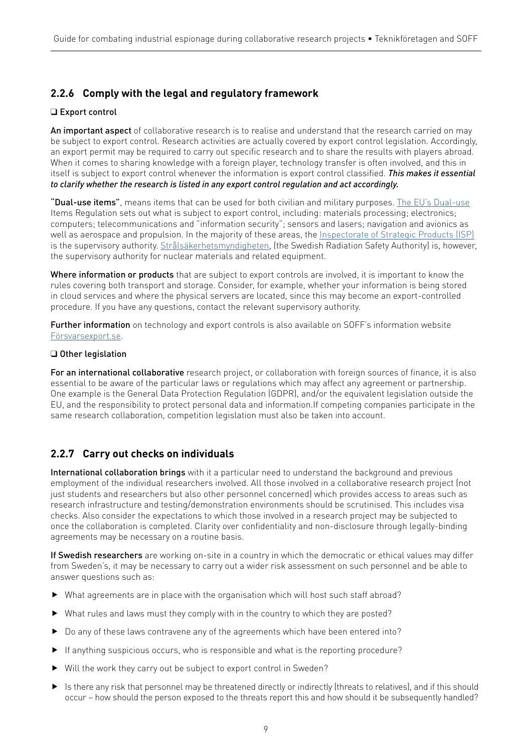### 2.2.6 Comply with the legal and regulatory framework

❑ Export control

An important aspect of collaborative research is to realise and understand that the research carried on may be subject to export control. Research activities are actually covered by export control legislation. Accordingly, an export permit may be required to carry out specific research and to share the results with players abroad. When it comes to sharing knowledge with a foreign player, technology transfer is often involved, and this in itself is subject to export control whenever the information is export control classified. *This makes it essential to clarify whether the research is listed in any export control regulation and act accordingly.*

"Dual-use items", means items that can be used for both civilian and military purposes. The EU's Dual-use Items Regulation sets out what is subject to export control, including: materials processing; electronics; computers; telecommunications and "information security"; sensors and lasers; navigation and avionics as well as aerospace and propulsion. In the majority of these areas, the Inspectorate of Strategic Products (ISP) is the supervisory authority. Strålsäkerhetsmyndigheten, (the Swedish Radiation Safety Authority) is, however, the supervisory authority for nuclear materials and related equipment.

Where information or products that are subject to export controls are involved, it is important to know the rules covering both transport and storage. Consider, for example, whether your information is being stored in cloud services and where the physical servers are located, since this may become an export-controlled procedure. If you have any questions, contact the relevant supervisory authority.

Further information on technology and export controls is also available on SOFF's information website Försvarsexport.se.

❑ Other legislation

For an international collaborative research project, or collaboration with foreign sources of finance, it is also essential to be aware of the particular laws or regulations which may affect any agreement or partnership. One example is the General Data Protection Regulation (GDPR), and/or the equivalent legislation outside the EU, and the responsibility to protect personal data and information.If competing companies participate in the same research collaboration, competition legislation must also be taken into account.

### 2.2.7 Carry out checks on individuals

International collaboration brings with it a particular need to understand the background and previous employment of the individual researchers involved. All those involved in a collaborative research project (not just students and researchers but also other personnel concerned) which provides access to areas such as research infrastructure and testing/demonstration environments should be scrutinised. This includes visa checks. Also consider the expectations to which those involved in a research project may be subjected to once the collaboration is completed. Clarity over confidentiality and non-disclosure through legally-binding agreements may be necessary on a routine basis.

If Swedish researchers are working on-site in a country in which the democratic or ethical values may differ from Sweden's, it may be necessary to carry out a wider risk assessment on such personnel and be able to answer questions such as:

- What agreements are in place with the organisation which will host such staff abroad?
- What rules and laws must they comply with in the country to which they are posted?
- Do any of these laws contravene any of the agreements which have been entered into?
- If anything suspicious occurs, who is responsible and what is the reporting procedure?
- Will the work they carry out be subject to export control in Sweden?
- Is there any risk that personnel may be threatened directly or indirectly (threats to relatives), and if this should occur – how should the person exposed to the threats report this and how should it be subsequently handled?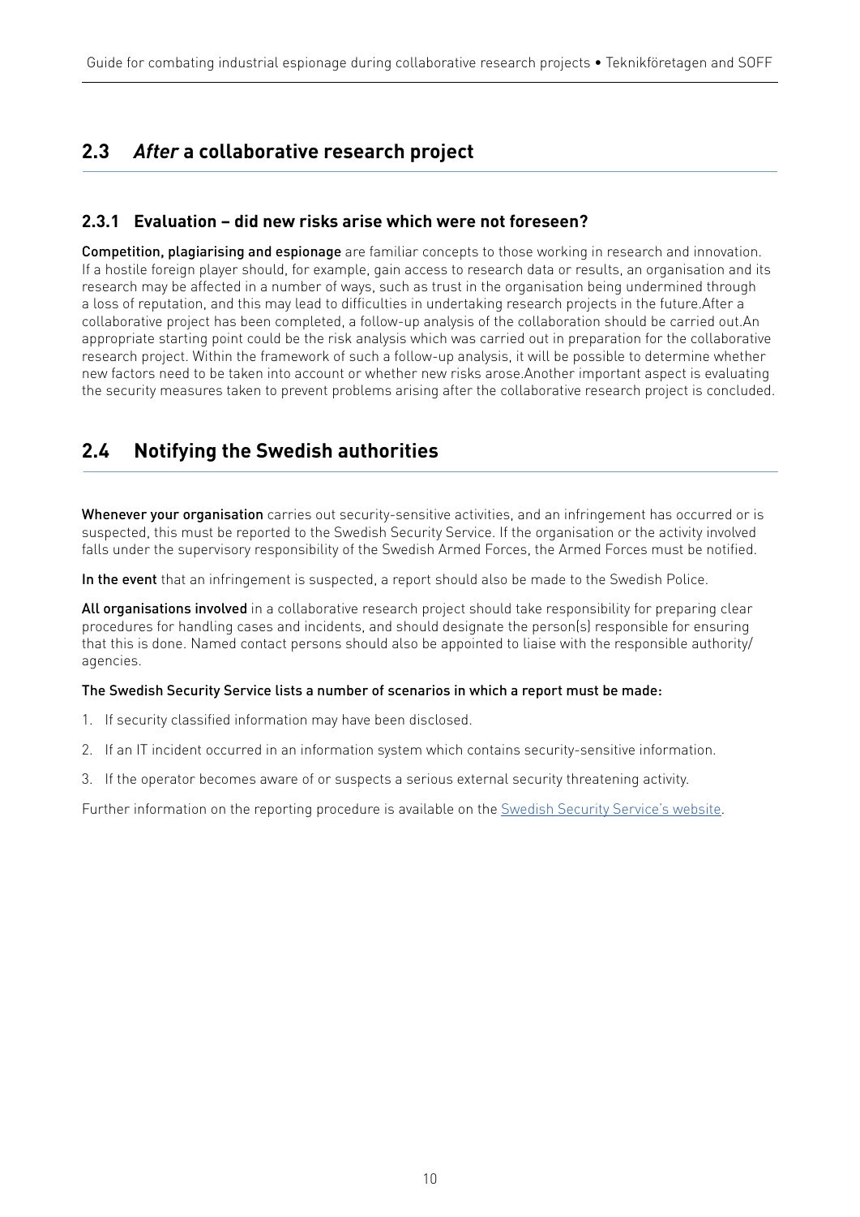## 2.3 *After* a collaborative research project

### 2.3.1 Evaluation – did new risks arise which were not foreseen?

Competition, plagiarising and espionage are familiar concepts to those working in research and innovation. If a hostile foreign player should, for example, gain access to research data or results, an organisation and its research may be affected in a number of ways, such as trust in the organisation being undermined through a loss of reputation, and this may lead to difficulties in undertaking research projects in the future.After a collaborative project has been completed, a follow-up analysis of the collaboration should be carried out.An appropriate starting point could be the risk analysis which was carried out in preparation for the collaborative research project. Within the framework of such a follow-up analysis, it will be possible to determine whether new factors need to be taken into account or whether new risks arose.Another important aspect is evaluating the security measures taken to prevent problems arising after the collaborative research project is concluded.

## 2.4 Notifying the Swedish authorities

Whenever your organisation carries out security-sensitive activities, and an infringement has occurred or is suspected, this must be reported to the Swedish Security Service. If the organisation or the activity involved falls under the supervisory responsibility of the Swedish Armed Forces, the Armed Forces must be notified.

In the event that an infringement is suspected, a report should also be made to the Swedish Police.

All organisations involved in a collaborative research project should take responsibility for preparing clear procedures for handling cases and incidents, and should designate the person(s) responsible for ensuring that this is done. Named contact persons should also be appointed to liaise with the responsible authority/agencies.

The Swedish Security Service lists a number of scenarios in which a report must be made:

1. If security classified information may have been disclosed.
2. If an IT incident occurred in an information system which contains security-sensitive information.
3. If the operator becomes aware of or suspects a serious external security threatening activity.

Further information on the reporting procedure is available on the Swedish Security Service's website.